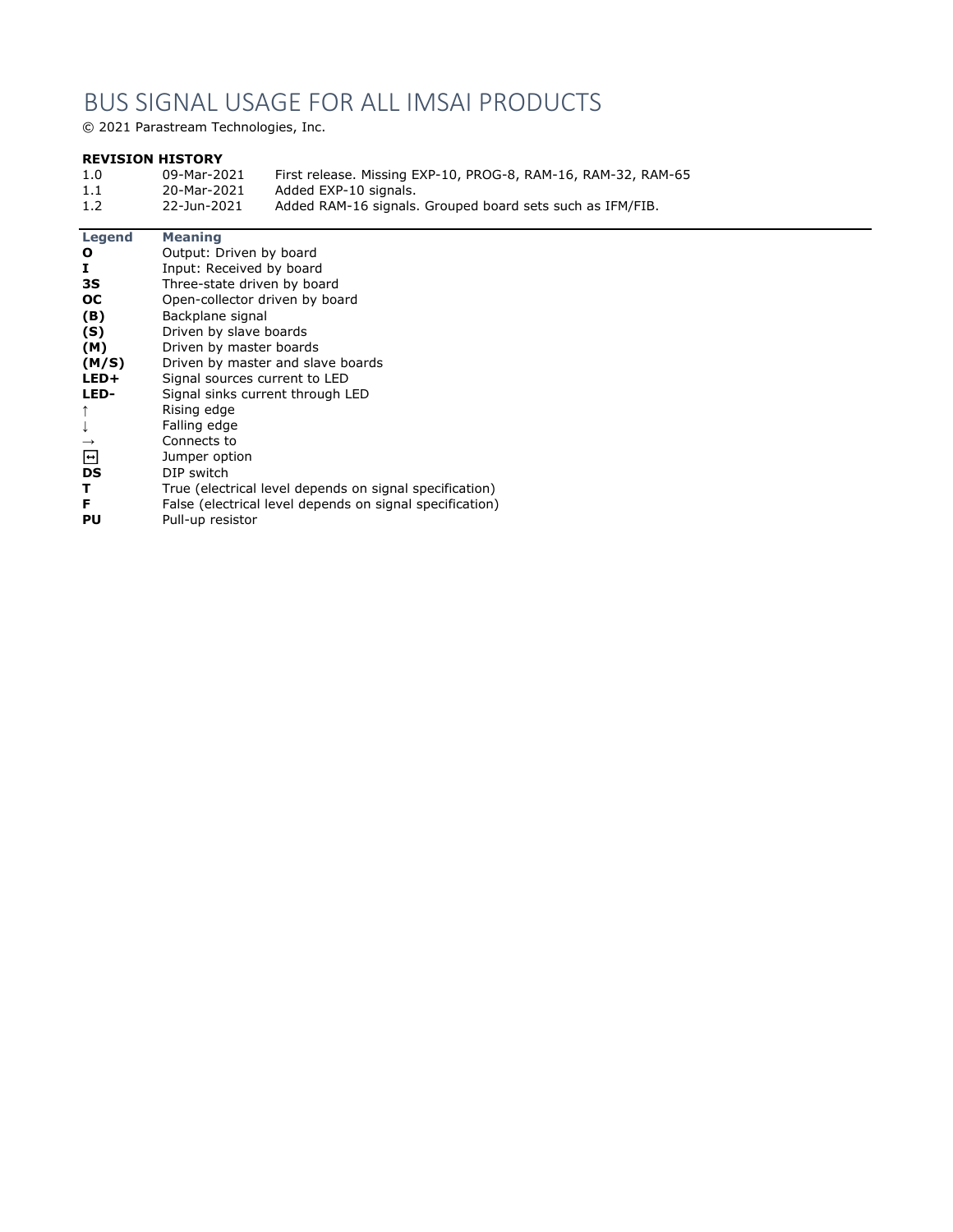# BUS SIGNAL USAGE FOR ALL IMSAI PRODUCTS

© 2021 Parastream Technologies, Inc.

**REVISION HISTORY**

| | | |
|---|---|---|
| 1.0 | 09-Mar-2021 | First release. Missing EXP-10, PROG-8, RAM-16, RAM-32, RAM-65 |
| 1.1 | 20-Mar-2021 | Added EXP-10 signals. |
| 1.2 | 22-Jun-2021 | Added RAM-16 signals. Grouped board sets such as IFM/FIB. |

| Legend | Meaning |
|---|---|
| **O** | Output: Driven by board |
| **I** | Input: Received by board |
| **3S** | Three-state driven by board |
| **OC** | Open-collector driven by board |
| **(B)** | Backplane signal |
| **(S)** | Driven by slave boards |
| **(M)** | Driven by master boards |
| **(M/S)** | Driven by master and slave boards |
| **LED+** | Signal sources current to LED |
| **LED-** | Signal sinks current through LED |
| ↑ | Rising edge |
| ↓ | Falling edge |
| → | Connects to |
| ⟷ | Jumper option |
| **DS** | DIP switch |
| **T** | True (electrical level depends on signal specification) |
| **F** | False (electrical level depends on signal specification) |
| **PU** | Pull-up resistor |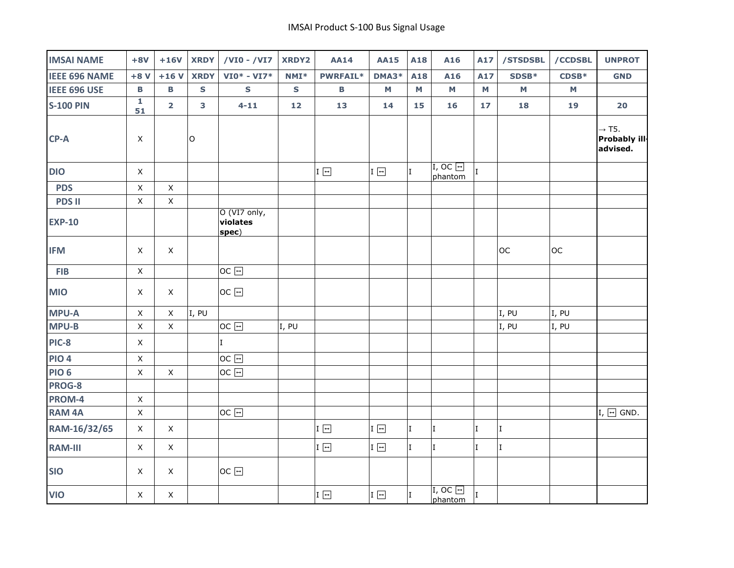# IMSAI Product S-100 Bus Signal Usage

| IMSAI NAME | +8V | +16V | XRDY | /VI0 - /VI7 | XRDY2 | AA14 | AA15 | A18 | A16 | A17 | /STSDSBL | /CCDSBL | UNPROT |
|---|---|---|---|---|---|---|---|---|---|---|---|---|---|
| IEEE 696 NAME | +8 V | +16 V | XRDY | VI0* - VI7* | NMI* | PWRFAIL* | DMA3* | A18 | A16 | A17 | SDSB* | CDSB* | GND |
| IEEE 696 USE | B | B | S | S | S | B | M | M | M | M | M | M | |
| S-100 PIN | 1 51 | 2 | 3 | 4-11 | 12 | 13 | 14 | 15 | 16 | 17 | 18 | 19 | 20 |
| CP-A | X | | O | | | | | | | | | | → T5. **Probably ill-advised.** |
| DIO | X | | | | | I ↔ | I ↔ | I | I, OC ↔ phantom | I | | | |
| PDS | X | X | | | | | | | | | | | |
| PDS II | X | X | | | | | | | | | | | |
| EXP-10 | | | | O (VI7 only, **violates spec**) | | | | | | | | | |
| IFM | X | X | | | | | | | | | OC | OC | |
| FIB | X | | | OC ↔ | | | | | | | | | |
| MIO | X | X | | OC ↔ | | | | | | | | | |
| MPU-A | X | X | I, PU | | | | | | | | I, PU | I, PU | |
| MPU-B | X | X | | OC ↔ | I, PU | | | | | | I, PU | I, PU | |
| PIC-8 | X | | | I | | | | | | | | | |
| PIO 4 | X | | | OC ↔ | | | | | | | | | |
| PIO 6 | X | X | | OC ↔ | | | | | | | | | |
| PROG-8 | | | | | | | | | | | | | |
| PROM-4 | X | | | | | | | | | | | | |
| RAM 4A | X | | | OC ↔ | | | | | | | | | I, ↔ GND. |
| RAM-16/32/65 | X | X | | | | I ↔ | I ↔ | I | I | I | I | | |
| RAM-III | X | X | | | | I ↔ | I ↔ | I | I | I | I | | |
| SIO | X | X | | OC ↔ | | | | | | | | | |
| VIO | X | X | | | | I ↔ | I ↔ | I | I, OC ↔ phantom | I | | | |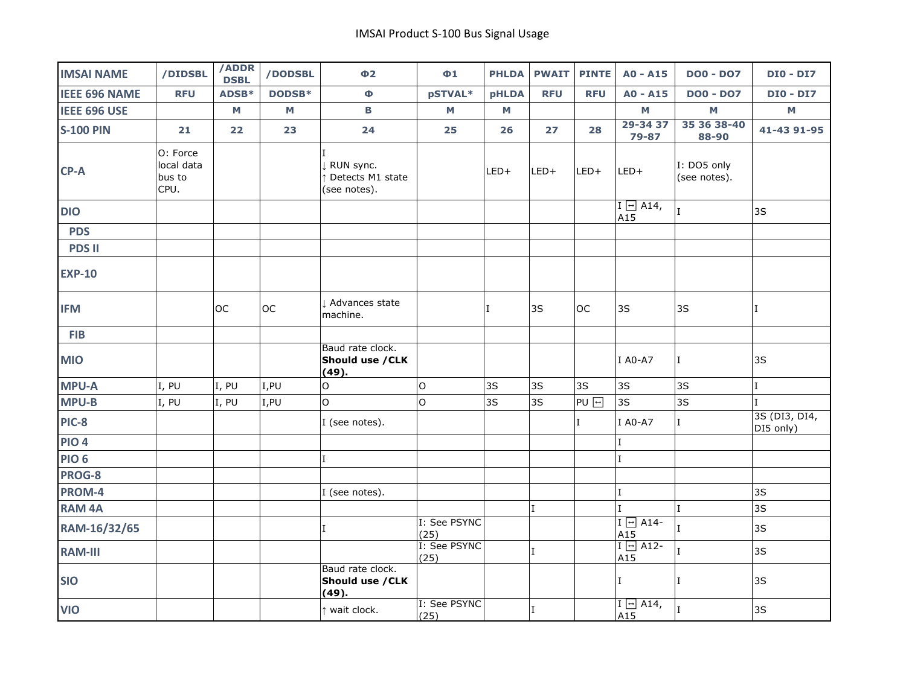# IMSAI Product S-100 Bus Signal Usage

| IMSAI NAME | /DIDSBL | /ADDR DSBL | /DODSBL | Φ2 | Φ1 | PHLDA | PWAIT | PINTE | A0 - A15 | DO0 - DO7 | DI0 - DI7 |
|---|---|---|---|---|---|---|---|---|---|---|---|
| **IEEE 696 NAME** | RFU | ADSB* | DODSB* | Φ | pSTVAL* | pHLDA | RFU | RFU | A0 - A15 | DO0 - DO7 | DI0 - DI7 |
| **IEEE 696 USE** | | M | M | B | M | M | | | M | M | M |
| **S-100 PIN** | 21 | 22 | 23 | 24 | 25 | 26 | 27 | 28 | 29-34 37 79-87 | 35 36 38-40 88-90 | 41-43 91-95 |
| **CP-A** | O: Force local data bus to CPU. | | | I ↓ RUN sync. ↑ Detects M1 state (see notes). | | LED+ | LED+ | LED+ | LED+ | I: DO5 only (see notes). | |
| **DIO** | | | | | | | | | I ↔ A14, A15 | I | 3S |
| **PDS** | | | | | | | | | | | |
| **PDS II** | | | | | | | | | | | |
| **EXP-10** | | | | | | | | | | | |
| **IFM** | | OC | OC | ↓ Advances state machine. | | I | 3S | OC | 3S | 3S | I |
| **FIB** | | | | | | | | | | | |
| **MIO** | | | | Baud rate clock. **Should use /CLK (49).** | | | | | I A0-A7 | I | 3S |
| **MPU-A** | I, PU | I, PU | I,PU | O | O | 3S | 3S | 3S | 3S | 3S | I |
| **MPU-B** | I, PU | I, PU | I,PU | O | O | 3S | 3S | PU ↔ | 3S | 3S | I |
| **PIC-8** | | | | I (see notes). | | | | I | I A0-A7 | I | 3S (DI3, DI4, DI5 only) |
| **PIO 4** | | | | | | | | | I | | |
| **PIO 6** | | | | I | | | | | I | | |
| **PROG-8** | | | | | | | | | | | |
| **PROM-4** | | | | I (see notes). | | | | | I | | 3S |
| **RAM 4A** | | | | | | | I | | I | I | 3S |
| **RAM-16/32/65** | | | | I | I: See PSYNC (25) | | | | I ↔ A14-A15 | I | 3S |
| **RAM-III** | | | | | I: See PSYNC (25) | | I | | I ↔ A12-A15 | I | 3S |
| **SIO** | | | | Baud rate clock. **Should use /CLK (49).** | | | | | I | I | 3S |
| **VIO** | | | | ↑ wait clock. | I: See PSYNC (25) | | I | | I ↔ A14, A15 | I | 3S |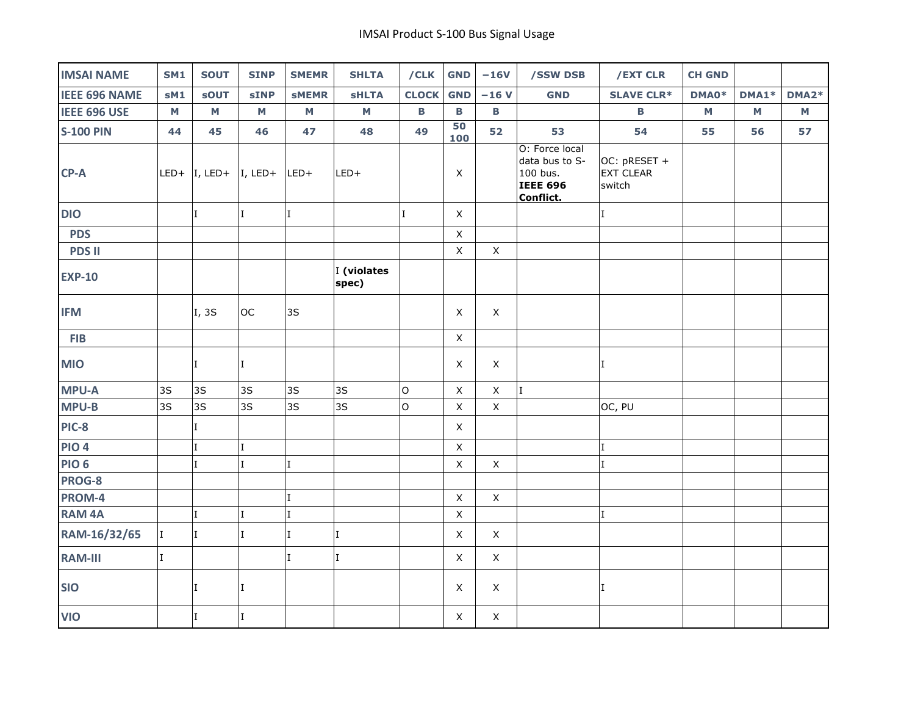# IMSAI Product S-100 Bus Signal Usage

| IMSAI NAME | SM1 | SOUT | SINP | SMEMR | SHLTA | /CLK | GND | −16V | /SSW DSB | /EXT CLR | CH GND | | |
|---|---|---|---|---|---|---|---|---|---|---|---|---|---|
| IEEE 696 NAME | sM1 | sOUT | sINP | sMEMR | sHLTA | CLOCK | GND | −16 V | GND | SLAVE CLR* | DMA0* | DMA1* | DMA2* |
| IEEE 696 USE | M | M | M | M | M | B | B | B | | B | M | M | M |
| S-100 PIN | 44 | 45 | 46 | 47 | 48 | 49 | 50 100 | 52 | 53 | 54 | 55 | 56 | 57 |
| CP-A | LED+ | I, LED+ | I, LED+ | LED+ | LED+ | | X | | O: Force local data bus to S-100 bus. **IEEE 696 Conflict.** | OC: pRESET + EXT CLEAR switch | | | |
| DIO | | I | I | I | | I | X | | | I | | | |
| PDS | | | | | | | X | | | | | | |
| PDS II | | | | | | | X | X | | | | | |
| EXP-10 | | | | | I **(violates spec)** | | | | | | | | |
| IFM | | I, 3S | OC | 3S | | | X | X | | | | | |
| FIB | | | | | | | X | | | | | | |
| MIO | | I | I | | | | X | X | | I | | | |
| MPU-A | 3S | 3S | 3S | 3S | 3S | O | X | X | I | | | | |
| MPU-B | 3S | 3S | 3S | 3S | 3S | O | X | X | | OC, PU | | | |
| PIC-8 | | I | | | | | X | | | | | | |
| PIO 4 | | I | I | | | | X | | | I | | | |
| PIO 6 | | I | I | I | | | X | X | | I | | | |
| PROG-8 | | | | | | | | | | | | | |
| PROM-4 | | | | I | | | X | X | | | | | |
| RAM 4A | | I | I | I | | | X | | | I | | | |
| RAM-16/32/65 | I | I | I | I | I | | X | X | | | | | |
| RAM-III | I | | | I | I | | X | X | | | | | |
| SIO | | I | I | | | | X | X | | I | | | |
| VIO | | I | I | | | | X | X | | | | | |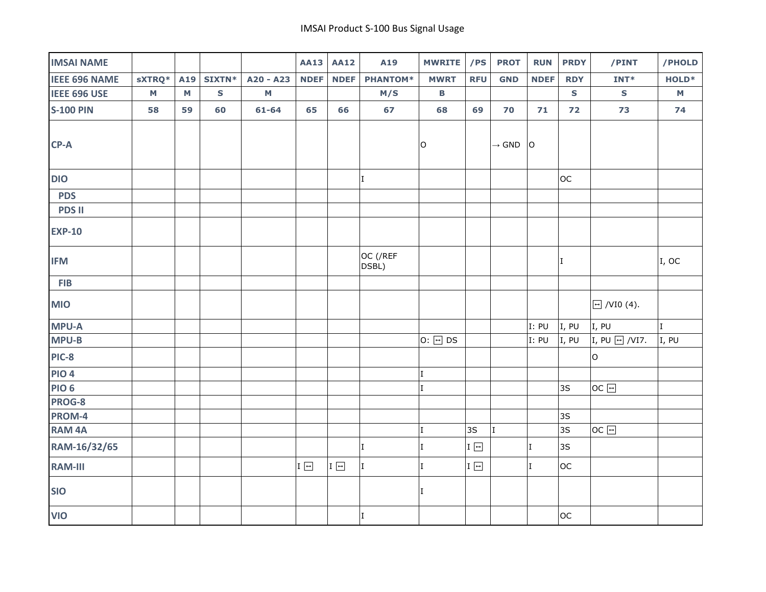# IMSAI Product S-100 Bus Signal Usage

| IMSAI NAME | | | | | AA13 | AA12 | A19 | MWRITE | /PS | PROT | RUN | PRDY | /PINT | /PHOLD |
|---|---|---|---|---|---|---|---|---|---|---|---|---|---|---|
| **IEEE 696 NAME** | sXTRQ* | A19 | SIXTN* | A20 - A23 | NDEF | NDEF | PHANTOM* | MWRT | RFU | GND | NDEF | RDY | INT* | HOLD* |
| **IEEE 696 USE** | M | M | S | M | | | M/S | B | | | | S | S | M |
| **S-100 PIN** | 58 | 59 | 60 | 61-64 | 65 | 66 | 67 | 68 | 69 | 70 | 71 | 72 | 73 | 74 |
| **CP-A** | | | | | | | | O | | → GND | O | | | |
| **DIO** | | | | | | | I | | | | | OC | | |
| **PDS** | | | | | | | | | | | | | | |
| **PDS II** | | | | | | | | | | | | | | |
| **EXP-10** | | | | | | | | | | | | | | |
| **IFM** | | | | | | | OC (/REF DSBL) | | | | | I | | I, OC |
| **FIB** | | | | | | | | | | | | | | |
| **MIO** | | | | | | | | | | | | | ↔ /VI0 (4). | |
| **MPU-A** | | | | | | | | | | | I: PU | I, PU | I, PU | I |
| **MPU-B** | | | | | | | | O: ↔ DS | | | I: PU | I, PU | I, PU ↔ /VI7. | I, PU |
| **PIC-8** | | | | | | | | | | | | | O | |
| **PIO 4** | | | | | | | | I | | | | | | |
| **PIO 6** | | | | | | | | I | | | | 3S | OC ↔ | |
| **PROG-8** | | | | | | | | | | | | | | |
| **PROM-4** | | | | | | | | | | | | 3S | | |
| **RAM 4A** | | | | | | | | I | 3S | I | | 3S | OC ↔ | |
| **RAM-16/32/65** | | | | | | | I | I | I ↔ | | I | 3S | | |
| **RAM-III** | | | | | I ↔ | I ↔ | I | I | I ↔ | | I | OC | | |
| **SIO** | | | | | | | | I | | | | | | |
| **VIO** | | | | | | | I | | | | | OC | | |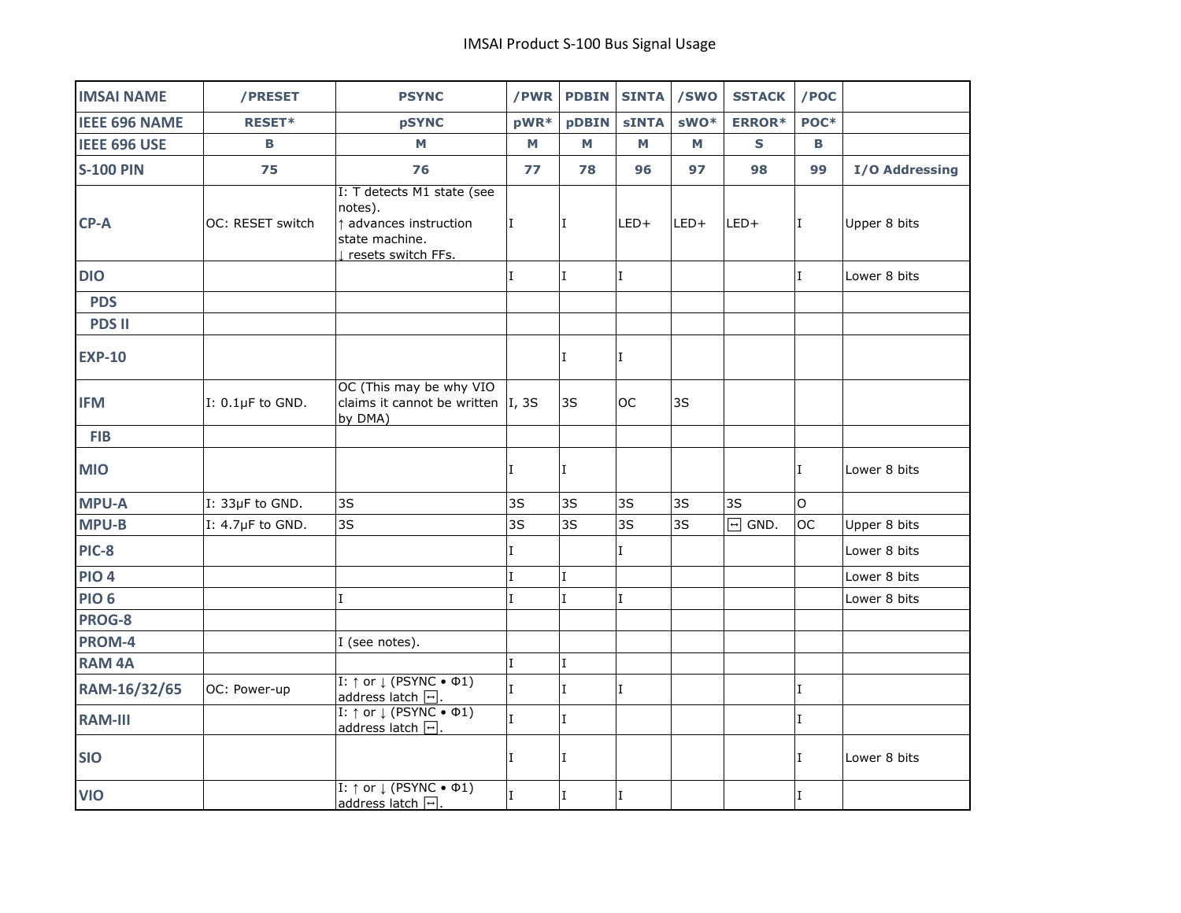# IMSAI Product S-100 Bus Signal Usage

| IMSAI NAME | /PRESET | PSYNC | /PWR | PDBIN | SINTA | /SWO | SSTACK | /POC | |
|---|---|---|---|---|---|---|---|---|---|
| IEEE 696 NAME | RESET* | pSYNC | pWR* | pDBIN | sINTA | sWO* | ERROR* | POC* | |
| IEEE 696 USE | B | M | M | M | M | M | S | B | |
| S-100 PIN | 75 | 76 | 77 | 78 | 96 | 97 | 98 | 99 | I/O Addressing |
| CP-A | OC: RESET switch | I: T detects M1 state (see notes). ↑ advances instruction state machine. ↓ resets switch FFs. | I | I | LED+ | LED+ | LED+ | I | Upper 8 bits |
| DIO | | | I | I | I | | | I | Lower 8 bits |
| PDS | | | | | | | | | |
| PDS II | | | | | | | | | |
| EXP-10 | | | | I | I | | | | |
| IFM | I: 0.1µF to GND. | OC (This may be why VIO claims it cannot be written by DMA) | I, 3S | 3S | OC | 3S | | | |
| FIB | | | | | | | | | |
| MIO | | | I | I | | | | I | Lower 8 bits |
| MPU-A | I: 33µF to GND. | 3S | 3S | 3S | 3S | 3S | 3S | O | |
| MPU-B | I: 4.7µF to GND. | 3S | 3S | 3S | 3S | 3S | ↔ GND. | OC | Upper 8 bits |
| PIC-8 | | | I | | I | | | | Lower 8 bits |
| PIO 4 | | | I | I | | | | | Lower 8 bits |
| PIO 6 | | I | I | I | I | | | | Lower 8 bits |
| PROG-8 | | | | | | | | | |
| PROM-4 | | I (see notes). | | | | | | | |
| RAM 4A | | | I | I | | | | | |
| RAM-16/32/65 | OC: Power-up | I: ↑ or ↓ (PSYNC • Φ1) address latch ↔. | I | I | I | | | I | |
| RAM-III | | I: ↑ or ↓ (PSYNC • Φ1) address latch ↔. | I | I | | | | I | |
| SIO | | | I | I | | | | I | Lower 8 bits |
| VIO | | I: ↑ or ↓ (PSYNC • Φ1) address latch ↔. | I | I | I | | | I | |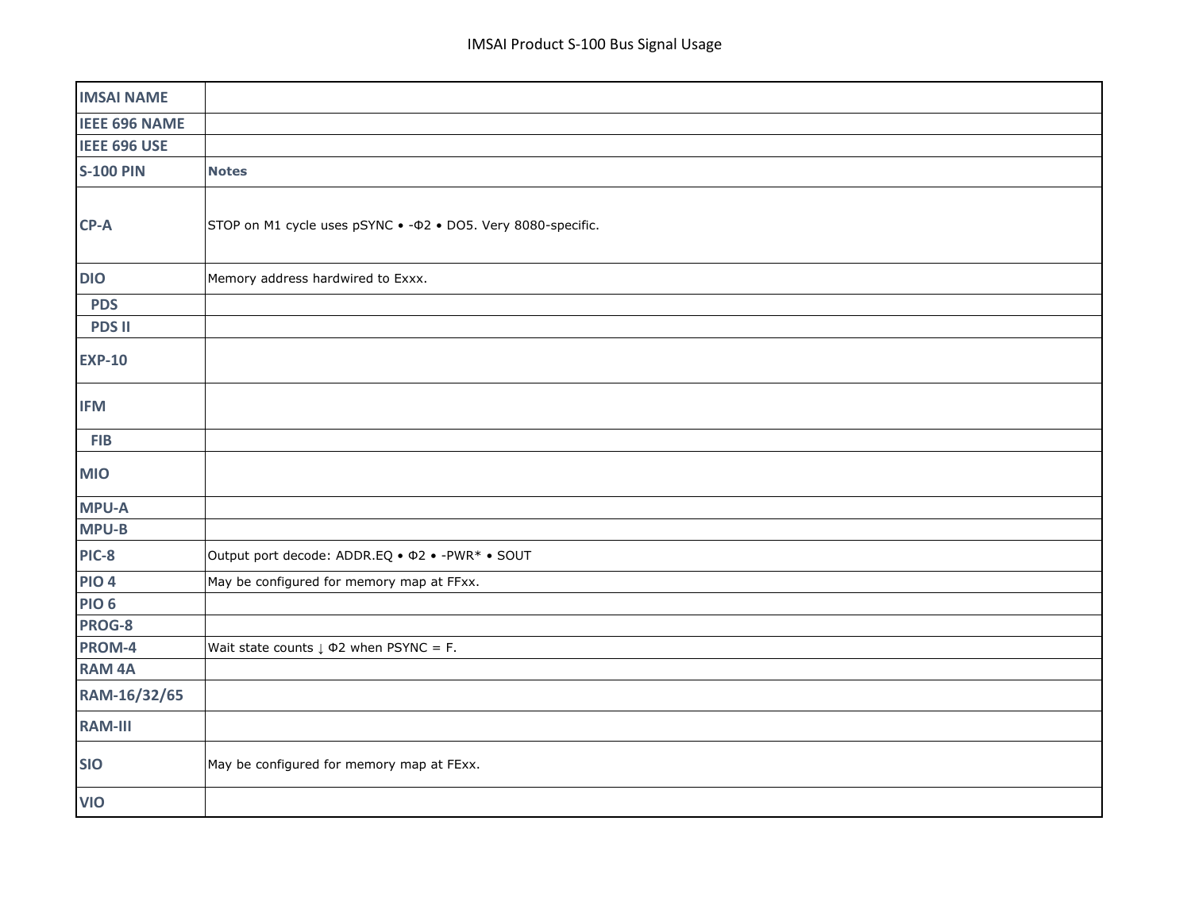IMSAI Product S-100 Bus Signal Usage

| | |
|---|---|
| **IMSAI NAME** | |
| **IEEE 696 NAME** | |
| **IEEE 696 USE** | |
| **S-100 PIN** | **Notes** |
| **CP-A** | STOP on M1 cycle uses pSYNC • -Φ2 • DO5. Very 8080-specific. |
| **DIO** | Memory address hardwired to Exxx. |
| **PDS** | |
| **PDS II** | |
| **EXP-10** | |
| **IFM** | |
| **FIB** | |
| **MIO** | |
| **MPU-A** | |
| **MPU-B** | |
| **PIC-8** | Output port decode: ADDR.EQ • Φ2 • -PWR* • SOUT |
| **PIO 4** | May be configured for memory map at FFxx. |
| **PIO 6** | |
| **PROG-8** | |
| **PROM-4** | Wait state counts ↓ Φ2 when PSYNC = F. |
| **RAM 4A** | |
| **RAM-16/32/65** | |
| **RAM-III** | |
| **SIO** | May be configured for memory map at FExx. |
| **VIO** | |